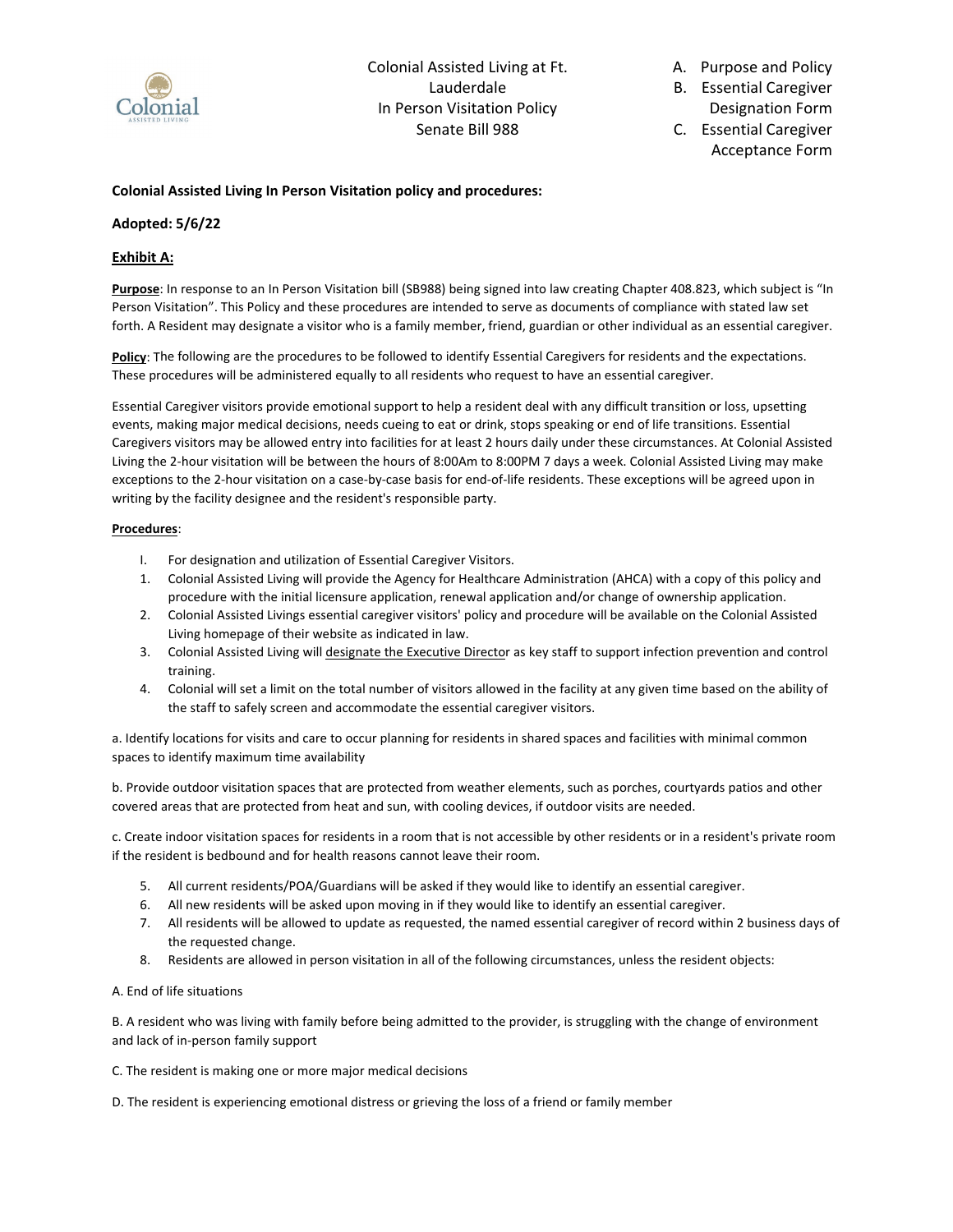Colonial Assisted Living at Ft. Lauderdale
In Person Visitation Policy
Senate Bill 988

A. Purpose and Policy
B. Essential Caregiver Designation Form
C. Essential Caregiver Acceptance Form

**Colonial Assisted Living In Person Visitation policy and procedures:**

**Adopted: 5/6/22**

**Exhibit A:**

**Purpose**: In response to an In Person Visitation bill (SB988) being signed into law creating Chapter 408.823, which subject is "In Person Visitation". This Policy and these procedures are intended to serve as documents of compliance with stated law set forth. A Resident may designate a visitor who is a family member, friend, guardian or other individual as an essential caregiver.

**Policy**: The following are the procedures to be followed to identify Essential Caregivers for residents and the expectations. These procedures will be administered equally to all residents who request to have an essential caregiver.

Essential Caregiver visitors provide emotional support to help a resident deal with any difficult transition or loss, upsetting events, making major medical decisions, needs cueing to eat or drink, stops speaking or end of life transitions. Essential Caregivers visitors may be allowed entry into facilities for at least 2 hours daily under these circumstances. At Colonial Assisted Living the 2-hour visitation will be between the hours of 8:00Am to 8:00PM 7 days a week. Colonial Assisted Living may make exceptions to the 2-hour visitation on a case-by-case basis for end-of-life residents. These exceptions will be agreed upon in writing by the facility designee and the resident's responsible party.

**Procedures**:

I. For designation and utilization of Essential Caregiver Visitors.

1. Colonial Assisted Living will provide the Agency for Healthcare Administration (AHCA) with a copy of this policy and procedure with the initial licensure application, renewal application and/or change of ownership application.
2. Colonial Assisted Livings essential caregiver visitors' policy and procedure will be available on the Colonial Assisted Living homepage of their website as indicated in law.
3. Colonial Assisted Living will designate the Executive Director as key staff to support infection prevention and control training.
4. Colonial will set a limit on the total number of visitors allowed in the facility at any given time based on the ability of the staff to safely screen and accommodate the essential caregiver visitors.

a. Identify locations for visits and care to occur planning for residents in shared spaces and facilities with minimal common spaces to identify maximum time availability

b. Provide outdoor visitation spaces that are protected from weather elements, such as porches, courtyards patios and other covered areas that are protected from heat and sun, with cooling devices, if outdoor visits are needed.

c. Create indoor visitation spaces for residents in a room that is not accessible by other residents or in a resident's private room if the resident is bedbound and for health reasons cannot leave their room.

5. All current residents/POA/Guardians will be asked if they would like to identify an essential caregiver.
6. All new residents will be asked upon moving in if they would like to identify an essential caregiver.
7. All residents will be allowed to update as requested, the named essential caregiver of record within 2 business days of the requested change.
8. Residents are allowed in person visitation in all of the following circumstances, unless the resident objects:

A. End of life situations

B. A resident who was living with family before being admitted to the provider, is struggling with the change of environment and lack of in-person family support

C. The resident is making one or more major medical decisions

D. The resident is experiencing emotional distress or grieving the loss of a friend or family member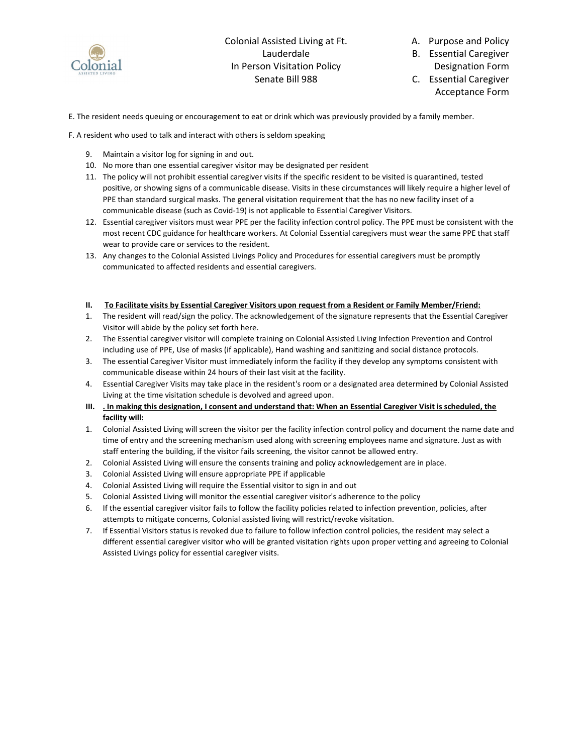E. The resident needs queuing or encouragement to eat or drink which was previously provided by a family member.

F. A resident who used to talk and interact with others is seldom speaking

9. Maintain a visitor log for signing in and out.
10. No more than one essential caregiver visitor may be designated per resident
11. The policy will not prohibit essential caregiver visits if the specific resident to be visited is quarantined, tested positive, or showing signs of a communicable disease. Visits in these circumstances will likely require a higher level of PPE than standard surgical masks. The general visitation requirement that the has no new facility inset of a communicable disease (such as Covid-19) is not applicable to Essential Caregiver Visitors.
12. Essential caregiver visitors must wear PPE per the facility infection control policy. The PPE must be consistent with the most recent CDC guidance for healthcare workers. At Colonial Essential caregivers must wear the same PPE that staff wear to provide care or services to the resident.
13. Any changes to the Colonial Assisted Livings Policy and Procedures for essential caregivers must be promptly communicated to affected residents and essential caregivers.

**II. <u>To Facilitate visits by Essential Caregiver Visitors upon request from a Resident or Family Member/Friend:</u>**

1. The resident will read/sign the policy. The acknowledgement of the signature represents that the Essential Caregiver Visitor will abide by the policy set forth here.
2. The Essential caregiver visitor will complete training on Colonial Assisted Living Infection Prevention and Control including use of PPE, Use of masks (if applicable), Hand washing and sanitizing and social distance protocols.
3. The essential Caregiver Visitor must immediately inform the facility if they develop any symptoms consistent with communicable disease within 24 hours of their last visit at the facility.
4. Essential Caregiver Visits may take place in the resident's room or a designated area determined by Colonial Assisted Living at the time visitation schedule is devolved and agreed upon.

**III. <u>. In making this designation, I consent and understand that: When an Essential Caregiver Visit is scheduled, the facility will:</u>**

1. Colonial Assisted Living will screen the visitor per the facility infection control policy and document the name date and time of entry and the screening mechanism used along with screening employees name and signature. Just as with staff entering the building, if the visitor fails screening, the visitor cannot be allowed entry.
2. Colonial Assisted Living will ensure the consents training and policy acknowledgement are in place.
3. Colonial Assisted Living will ensure appropriate PPE if applicable
4. Colonial Assisted Living will require the Essential visitor to sign in and out
5. Colonial Assisted Living will monitor the essential caregiver visitor's adherence to the policy
6. If the essential caregiver visitor fails to follow the facility policies related to infection prevention, policies, after attempts to mitigate concerns, Colonial assisted living will restrict/revoke visitation.
7. If Essential Visitors status is revoked due to failure to follow infection control policies, the resident may select a different essential caregiver visitor who will be granted visitation rights upon proper vetting and agreeing to Colonial Assisted Livings policy for essential caregiver visits.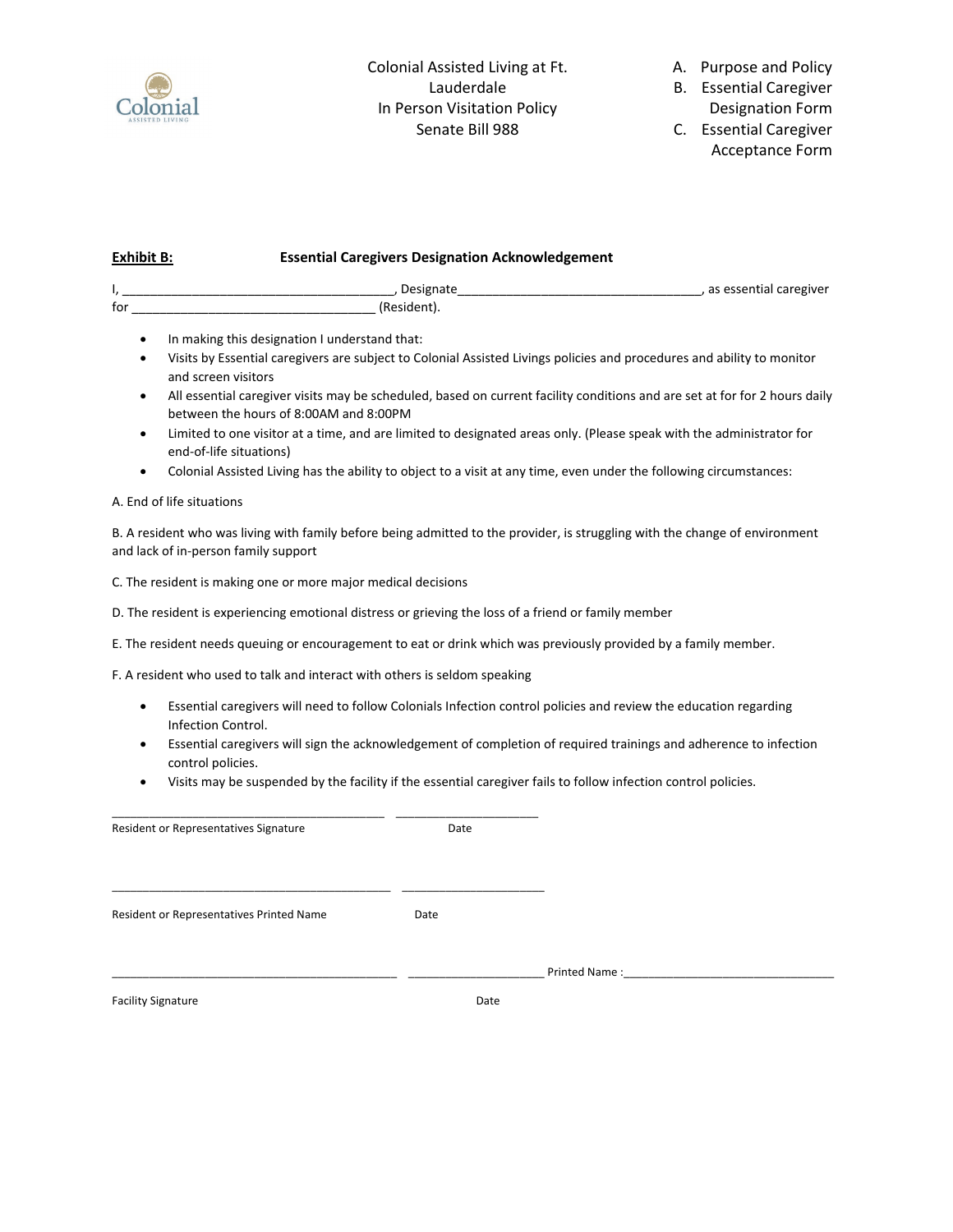Colonial Assisted Living at Ft. Lauderdale
In Person Visitation Policy
Senate Bill 988

A. Purpose and Policy
B. Essential Caregiver Designation Form
C. Essential Caregiver Acceptance Form

**Exhibit B:** **Essential Caregivers Designation Acknowledgement**

I, ______________________________________, Designate__________________________________, as essential caregiver for __________________________________ (Resident).

- In making this designation I understand that:
- Visits by Essential caregivers are subject to Colonial Assisted Livings policies and procedures and ability to monitor and screen visitors
- All essential caregiver visits may be scheduled, based on current facility conditions and are set at for for 2 hours daily between the hours of 8:00AM and 8:00PM
- Limited to one visitor at a time, and are limited to designated areas only. (Please speak with the administrator for end-of-life situations)
- Colonial Assisted Living has the ability to object to a visit at any time, even under the following circumstances:

A. End of life situations

B. A resident who was living with family before being admitted to the provider, is struggling with the change of environment and lack of in-person family support

C. The resident is making one or more major medical decisions

D. The resident is experiencing emotional distress or grieving the loss of a friend or family member

E. The resident needs queuing or encouragement to eat or drink which was previously provided by a family member.

F. A resident who used to talk and interact with others is seldom speaking

- Essential caregivers will need to follow Colonials Infection control policies and review the education regarding Infection Control.
- Essential caregivers will sign the acknowledgement of completion of required trainings and adherence to infection control policies.
- Visits may be suspended by the facility if the essential caregiver fails to follow infection control policies.

______________________________________ ____________________

Resident or Representatives Signature Date

______________________________________ ____________________

Resident or Representatives Printed Name Date

________________________________________ ___________________ Printed Name :______________________________

Facility Signature Date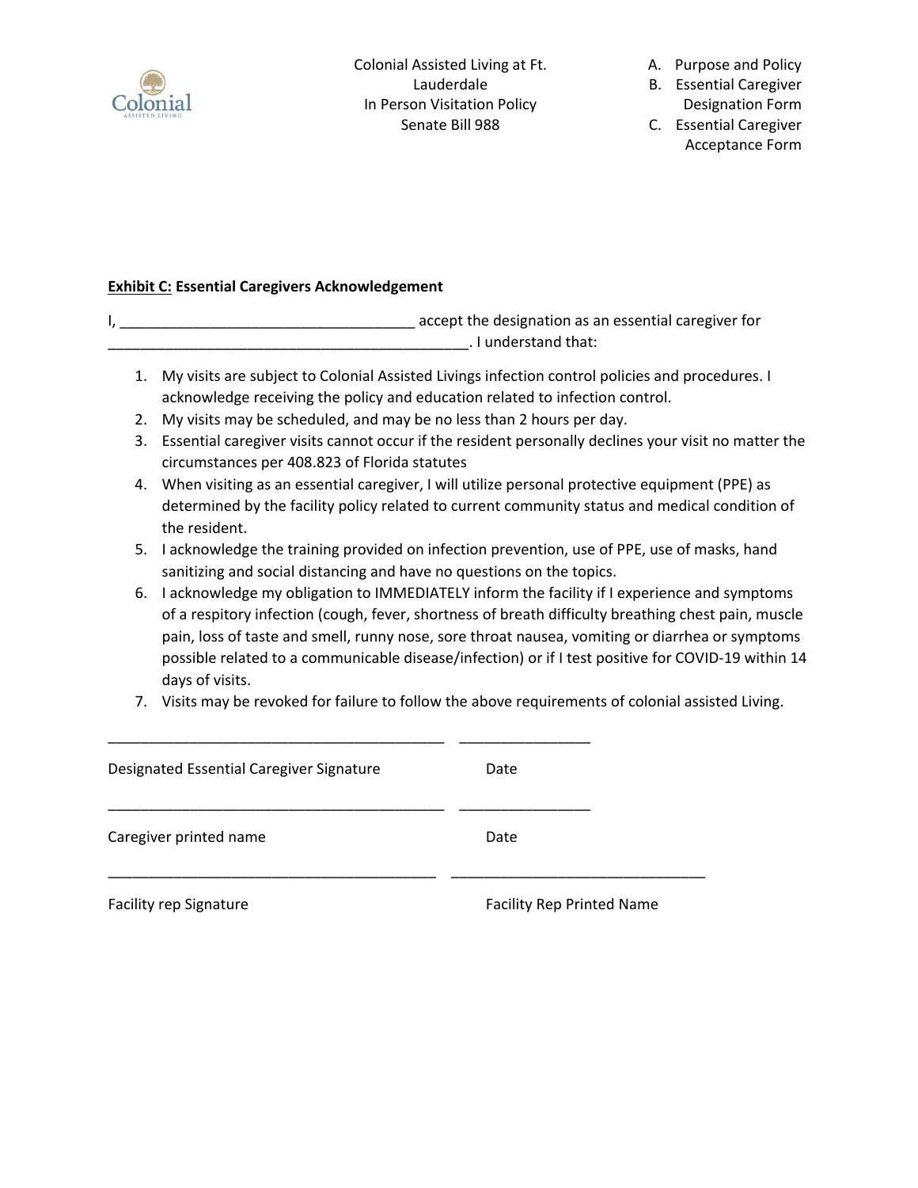Colonial Assisted Living at Ft. Lauderdale
In Person Visitation Policy
Senate Bill 988

A. Purpose and Policy
B. Essential Caregiver Designation Form
C. Essential Caregiver Acceptance Form

**Exhibit C: Essential Caregivers Acknowledgement**

I, ____________________________________ accept the designation as an essential caregiver for _____________________________________________. I understand that:

1. My visits are subject to Colonial Assisted Livings infection control policies and procedures. I acknowledge receiving the policy and education related to infection control.
2. My visits may be scheduled, and may be no less than 2 hours per day.
3. Essential caregiver visits cannot occur if the resident personally declines your visit no matter the circumstances per 408.823 of Florida statutes
4. When visiting as an essential caregiver, I will utilize personal protective equipment (PPE) as determined by the facility policy related to current community status and medical condition of the resident.
5. I acknowledge the training provided on infection prevention, use of PPE, use of masks, hand sanitizing and social distancing and have no questions on the topics.
6. I acknowledge my obligation to IMMEDIATELY inform the facility if I experience and symptoms of a respitory infection (cough, fever, shortness of breath difficulty breathing chest pain, muscle pain, loss of taste and smell, runny nose, sore throat nausea, vomiting or diarrhea or symptoms possible related to a communicable disease/infection) or if I test positive for COVID-19 within 14 days of visits.
7. Visits may be revoked for failure to follow the above requirements of colonial assisted Living.

__________________________________________ ________________

Designated Essential Caregiver Signature Date

__________________________________________ ________________

Caregiver printed name Date

_________________________________________ _______________________________

Facility rep Signature Facility Rep Printed Name